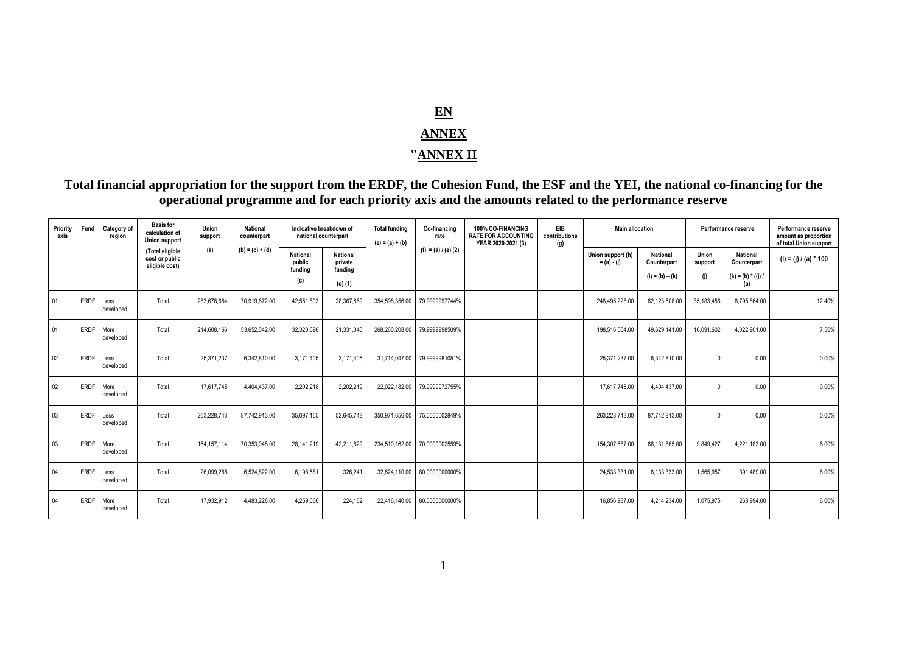**EN**

**ANNEX**

**"ANNEX II**

## Total financial appropriation for the support from the ERDF, the Cohesion Fund, the ESF and the YEI, the national co-financing for the operational programme and for each priority axis and the amounts related to the performance reserve

| Priority axis | Fund | Category of region | Basis for calculation of Union support (Total eligible cost or public eligible cost) | Union support (a) | National counterpart (b) = (c) + (d) | Indicative breakdown of national counterpart | | Total funding (e) = (a) + (b) | Co-financing rate (f) = (a) / (e) (2) | 100% CO-FINANCING RATE FOR ACCOUNTING YEAR 2020-2021 (3) | EIB contributions (g) | Main allocation | | Performance reserve | | Performance reserve amount as proportion of total Union support |
|---|---|---|---|---|---|---|---|---|---|---|---|---|---|---|---|---|
| | | | | | | National public funding (c) | National private funding (d) (1) | | | | | Union support (h) = (a) - (j) | National Counterpart (i) = (b) – (k) | Union support (j) | National Counterpart (k) = (b) * ((j) / (a) | (l) = (j) / (a) * 100 |
| 01 | ERDF | Less developed | Total | 283,678,684 | 70,919,672.00 | 42,551,803 | 28,367,869 | 354,598,356.00 | 79.9999997744% | | | 248,495,228.00 | 62,123,808.00 | 35,183,456 | 8,795,864.00 | 12.40% |
| 01 | ERDF | More developed | Total | 214,608,166 | 53,652,042.00 | 32,320,696 | 21,331,346 | 268,260,208.00 | 79.9999998509% | | | 198,516,564.00 | 49,629,141.00 | 16,091,602 | 4,022,901.00 | 7.50% |
| 02 | ERDF | Less developed | Total | 25,371,237 | 6,342,810.00 | 3,171,405 | 3,171,405 | 31,714,047.00 | 79.9999981081% | | | 25,371,237.00 | 6,342,810.00 | 0 | 0.00 | 0.00% |
| 02 | ERDF | More developed | Total | 17,617,745 | 4,404,437.00 | 2,202,218 | 2,202,219 | 22,022,182.00 | 79.9999972755% | | | 17,617,745.00 | 4,404,437.00 | 0 | 0.00 | 0.00% |
| 03 | ERDF | Less developed | Total | 263,228,743 | 87,742,913.00 | 35,097,165 | 52,645,748 | 350,971,656.00 | 75.0000002849% | | | 263,228,743.00 | 87,742,913.00 | 0 | 0.00 | 0.00% |
| 03 | ERDF | More developed | Total | 164,157,114 | 70,353,048.00 | 28,141,219 | 42,211,829 | 234,510,162.00 | 70.0000002559% | | | 154,307,687.00 | 66,131,865.00 | 9,849,427 | 4,221,183.00 | 6.00% |
| 04 | ERDF | Less developed | Total | 26,099,288 | 6,524,822.00 | 6,198,581 | 326,241 | 32,624,110.00 | 80.0000000000% | | | 24,533,331.00 | 6,133,333.00 | 1,565,957 | 391,489.00 | 6.00% |
| 04 | ERDF | More developed | Total | 17,932,912 | 4,483,228.00 | 4,259,066 | 224,162 | 22,416,140.00 | 80.0000000000% | | | 16,856,937.00 | 4,214,234.00 | 1,075,975 | 268,994.00 | 6.00% |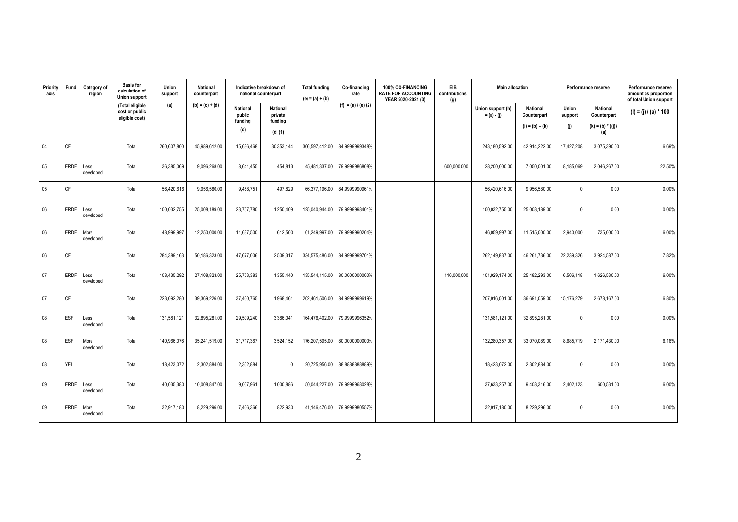| Priority axis | Fund | Category of region | Basis for calculation of Union support | Union support | National counterpart | Indicative breakdown of national counterpart | | Total funding | Co-financing rate | 100% CO-FINANCING RATE FOR ACCOUNTING YEAR 2020-2021 (3) | EIB contributions (g) | Main allocation | | Performance reserve | | Performance reserve amount as proportion of total Union support |
|---|---|---|---|---|---|---|---|---|---|---|---|---|---|---|---|---|
| | | | (Total eligible cost or public eligible cost) | (a) | (b) = (c) + (d) | National public funding (c) | National private funding (d) (1) | (e) = (a) + (b) | (f) = (a) / (e) (2) | | | Union support (h) = (a) - (j) | National Counterpart (i) = (b) – (k) | Union support (j) | National Counterpart (k) = (b) * ((j) / (a) | (l) = (j) / (a) * 100 |
| 04 | CF | | Total | 260,607,800 | 45,989,612.00 | 15,636,468 | 30,353,144 | 306,597,412.00 | 84.9999999348% | | | 243,180,592.00 | 42,914,222.00 | 17,427,208 | 3,075,390.00 | 6.69% |
| 05 | ERDF | Less developed | Total | 36,385,069 | 9,096,268.00 | 8,641,455 | 454,813 | 45,481,337.00 | 79.9999986808% | | 600,000,000 | 28,200,000.00 | 7,050,001.00 | 8,185,069 | 2,046,267.00 | 22.50% |
| 05 | CF | | Total | 56,420,616 | 9,956,580.00 | 9,458,751 | 497,829 | 66,377,196.00 | 84.9999990961% | | | 56,420,616.00 | 9,956,580.00 | 0 | 0.00 | 0.00% |
| 06 | ERDF | Less developed | Total | 100,032,755 | 25,008,189.00 | 23,757,780 | 1,250,409 | 125,040,944.00 | 79.9999998401% | | | 100,032,755.00 | 25,008,189.00 | 0 | 0.00 | 0.00% |
| 06 | ERDF | More developed | Total | 48,999,997 | 12,250,000.00 | 11,637,500 | 612,500 | 61,249,997.00 | 79.9999990204% | | | 46,059,997.00 | 11,515,000.00 | 2,940,000 | 735,000.00 | 6.00% |
| 06 | CF | | Total | 284,389,163 | 50,186,323.00 | 47,677,006 | 2,509,317 | 334,575,486.00 | 84.9999999701% | | | 262,149,837.00 | 46,261,736.00 | 22,239,326 | 3,924,587.00 | 7.82% |
| 07 | ERDF | Less developed | Total | 108,435,292 | 27,108,823.00 | 25,753,383 | 1,355,440 | 135,544,115.00 | 80.0000000000% | | 116,000,000 | 101,929,174.00 | 25,482,293.00 | 6,506,118 | 1,626,530.00 | 6.00% |
| 07 | CF | | Total | 223,092,280 | 39,369,226.00 | 37,400,765 | 1,968,461 | 262,461,506.00 | 84.9999999619% | | | 207,916,001.00 | 36,691,059.00 | 15,176,279 | 2,678,167.00 | 6.80% |
| 08 | ESF | Less developed | Total | 131,581,121 | 32,895,281.00 | 29,509,240 | 3,386,041 | 164,476,402.00 | 79.9999996352% | | | 131,581,121.00 | 32,895,281.00 | 0 | 0.00 | 0.00% |
| 08 | ESF | More developed | Total | 140,966,076 | 35,241,519.00 | 31,717,367 | 3,524,152 | 176,207,595.00 | 80.0000000000% | | | 132,280,357.00 | 33,070,089.00 | 8,685,719 | 2,171,430.00 | 6.16% |
| 08 | YEI | | Total | 18,423,072 | 2,302,884.00 | 2,302,884 | 0 | 20,725,956.00 | 88.8888888889% | | | 18,423,072.00 | 2,302,884.00 | 0 | 0.00 | 0.00% |
| 09 | ERDF | Less developed | Total | 40,035,380 | 10,008,847.00 | 9,007,961 | 1,000,886 | 50,044,227.00 | 79.9999968028% | | | 37,633,257.00 | 9,408,316.00 | 2,402,123 | 600,531.00 | 6.00% |
| 09 | ERDF | More developed | Total | 32,917,180 | 8,229,296.00 | 7,406,366 | 822,930 | 41,146,476.00 | 79.9999980557% | | | 32,917,180.00 | 8,229,296.00 | 0 | 0.00 | 0.00% |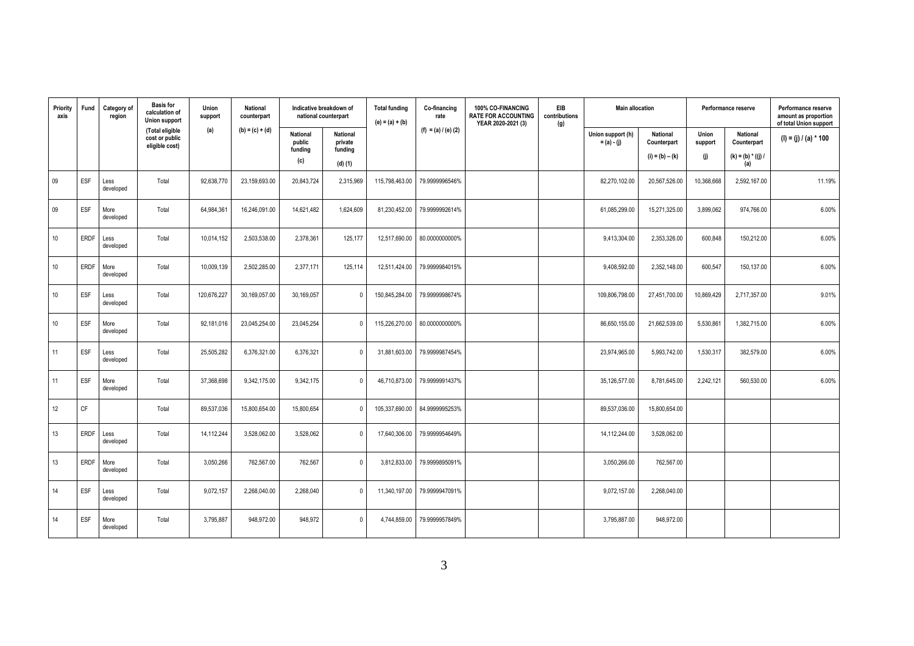| Priority axis | Fund | Category of region | Basis for calculation of Union support | Union support | National counterpart | Indicative breakdown of national counterpart | | Total funding | Co-financing rate | 100% CO-FINANCING RATE FOR ACCOUNTING YEAR 2020-2021 (3) | EIB contributions (g) | Main allocation | | Performance reserve | | Performance reserve amount as proportion of total Union support |
|---|---|---|---|---|---|---|---|---|---|---|---|---|---|---|---|---|
| | | | (Total eligible cost or public eligible cost) | (a) | (b) = (c) + (d) | National public funding | National private funding | (e) = (a) + (b) | (f) = (a) / (e) (2) | | | Union support (h) = (a) - (j) | National Counterpart | Union support | National Counterpart | (l) = (j) / (a) * 100 |
| | | | | | | (c) | (d) (1) | | | | | | (i) = (b) – (k) | (j) | (k) = (b) * ((j) / (a) | |
| 09 | ESF | Less developed | Total | 92,638,770 | 23,159,693.00 | 20,843,724 | 2,315,969 | 115,798,463.00 | 79.9999996546% | | | 82,270,102.00 | 20,567,526.00 | 10,368,668 | 2,592,167.00 | 11.19% |
| 09 | ESF | More developed | Total | 64,984,361 | 16,246,091.00 | 14,621,482 | 1,624,609 | 81,230,452.00 | 79.9999992614% | | | 61,085,299.00 | 15,271,325.00 | 3,899,062 | 974,766.00 | 6.00% |
| 10 | ERDF | Less developed | Total | 10,014,152 | 2,503,538.00 | 2,378,361 | 125,177 | 12,517,690.00 | 80.0000000000% | | | 9,413,304.00 | 2,353,326.00 | 600,848 | 150,212.00 | 6.00% |
| 10 | ERDF | More developed | Total | 10,009,139 | 2,502,285.00 | 2,377,171 | 125,114 | 12,511,424.00 | 79.9999984015% | | | 9,408,592.00 | 2,352,148.00 | 600,547 | 150,137.00 | 6.00% |
| 10 | ESF | Less developed | Total | 120,676,227 | 30,169,057.00 | 30,169,057 | 0 | 150,845,284.00 | 79.9999998674% | | | 109,806,798.00 | 27,451,700.00 | 10,869,429 | 2,717,357.00 | 9.01% |
| 10 | ESF | More developed | Total | 92,181,016 | 23,045,254.00 | 23,045,254 | 0 | 115,226,270.00 | 80.0000000000% | | | 86,650,155.00 | 21,662,539.00 | 5,530,861 | 1,382,715.00 | 6.00% |
| 11 | ESF | Less developed | Total | 25,505,282 | 6,376,321.00 | 6,376,321 | 0 | 31,881,603.00 | 79.9999987454% | | | 23,974,965.00 | 5,993,742.00 | 1,530,317 | 382,579.00 | 6.00% |
| 11 | ESF | More developed | Total | 37,368,698 | 9,342,175.00 | 9,342,175 | 0 | 46,710,873.00 | 79.9999991437% | | | 35,126,577.00 | 8,781,645.00 | 2,242,121 | 560,530.00 | 6.00% |
| 12 | CF | | Total | 89,537,036 | 15,800,654.00 | 15,800,654 | 0 | 105,337,690.00 | 84.9999995253% | | | 89,537,036.00 | 15,800,654.00 | | | |
| 13 | ERDF | Less developed | Total | 14,112,244 | 3,528,062.00 | 3,528,062 | 0 | 17,640,306.00 | 79.9999954649% | | | 14,112,244.00 | 3,528,062.00 | | | |
| 13 | ERDF | More developed | Total | 3,050,266 | 762,567.00 | 762,567 | 0 | 3,812,833.00 | 79.9999895091% | | | 3,050,266.00 | 762,567.00 | | | |
| 14 | ESF | Less developed | Total | 9,072,157 | 2,268,040.00 | 2,268,040 | 0 | 11,340,197.00 | 79.9999947091% | | | 9,072,157.00 | 2,268,040.00 | | | |
| 14 | ESF | More developed | Total | 3,795,887 | 948,972.00 | 948,972 | 0 | 4,744,859.00 | 79.9999957849% | | | 3,795,887.00 | 948,972.00 | | | |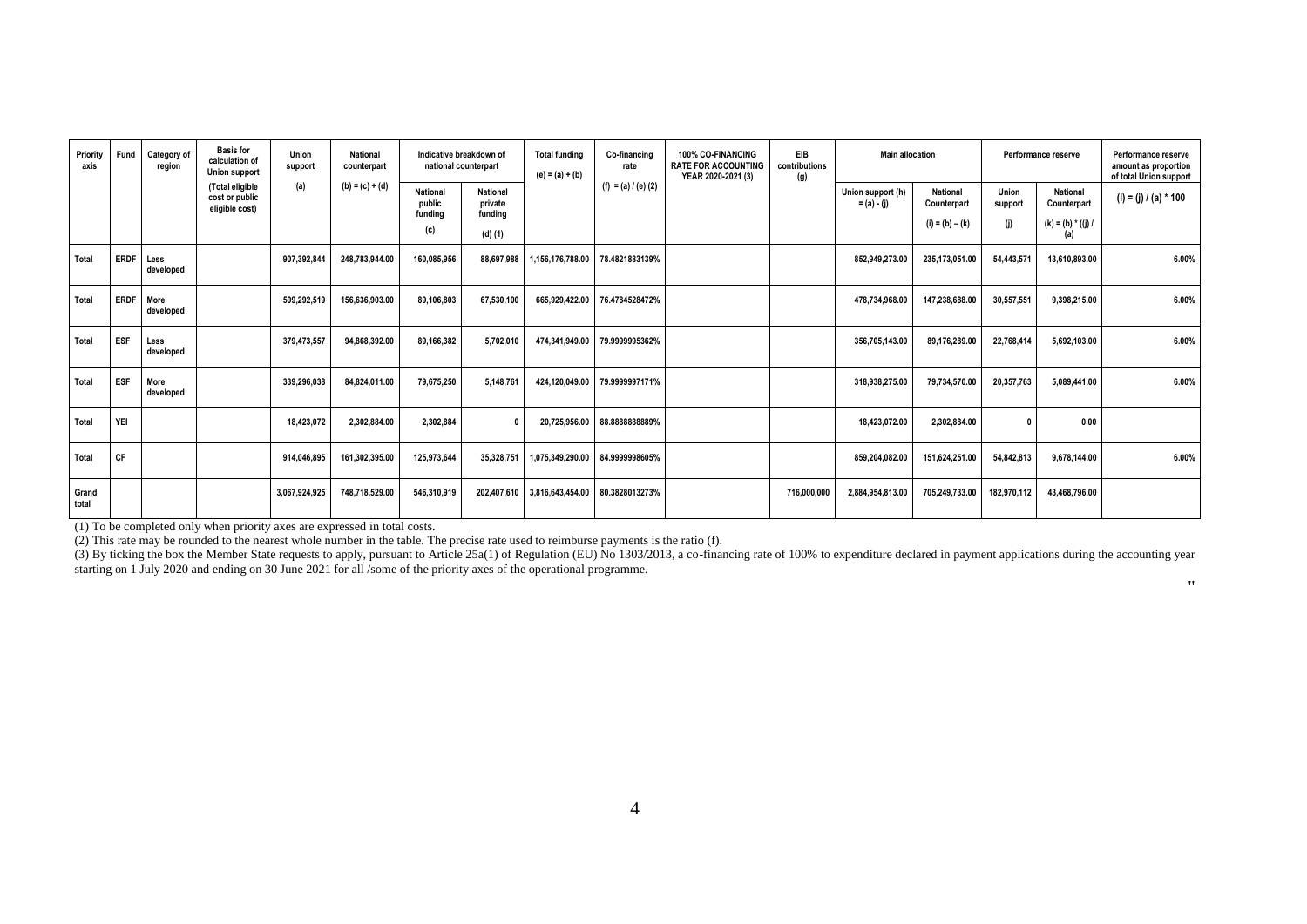| Priority axis | Fund | Category of region | Basis for calculation of Union support (Total eligible cost or public eligible cost) | Union support (a) | National counterpart (b) = (c) + (d) | Indicative breakdown of national counterpart | | Total funding (e) = (a) + (b) | Co-financing rate (f) = (a) / (e) (2) | 100% CO-FINANCING RATE FOR ACCOUNTING YEAR 2020-2021 (3) | EIB contributions (g) | Main allocation | | Performance reserve | | Performance reserve amount as proportion of total Union support |
|---|---|---|---|---|---|---|---|---|---|---|---|---|---|---|---|---|
| | | | | | | National public funding (c) | National private funding (d) (1) | | | | | Union support (h) = (a) - (j) | National Counterpart (i) = (b) – (k) | Union support (j) | National Counterpart (k) = (b) * ((j) / (a) | (l) = (j) / (a) * 100 |
| Total | ERDF | Less developed | | 907,392,844 | 248,783,944.00 | 160,085,956 | 88,697,988 | 1,156,176,788.00 | 78.4821883139% | | | 852,949,273.00 | 235,173,051.00 | 54,443,571 | 13,610,893.00 | 6.00% |
| Total | ERDF | More developed | | 509,292,519 | 156,636,903.00 | 89,106,803 | 67,530,100 | 665,929,422.00 | 76.4784528472% | | | 478,734,968.00 | 147,238,688.00 | 30,557,551 | 9,398,215.00 | 6.00% |
| Total | ESF | Less developed | | 379,473,557 | 94,868,392.00 | 89,166,382 | 5,702,010 | 474,341,949.00 | 79.9999995362% | | | 356,705,143.00 | 89,176,289.00 | 22,768,414 | 5,692,103.00 | 6.00% |
| Total | ESF | More developed | | 339,296,038 | 84,824,011.00 | 79,675,250 | 5,148,761 | 424,120,049.00 | 79.9999997171% | | | 318,938,275.00 | 79,734,570.00 | 20,357,763 | 5,089,441.00 | 6.00% |
| Total | YEI | | | 18,423,072 | 2,302,884.00 | 2,302,884 | 0 | 20,725,956.00 | 88.8888888889% | | | 18,423,072.00 | 2,302,884.00 | 0 | 0.00 | |
| Total | CF | | | 914,046,895 | 161,302,395.00 | 125,973,644 | 35,328,751 | 1,075,349,290.00 | 84.9999998605% | | | 859,204,082.00 | 151,624,251.00 | 54,842,813 | 9,678,144.00 | 6.00% |
| Grand total | | | | 3,067,924,925 | 748,718,529.00 | 546,310,919 | 202,407,610 | 3,816,643,454.00 | 80.3828013273% | | 716,000,000 | 2,884,954,813.00 | 705,249,733.00 | 182,970,112 | 43,468,796.00 | |

(1) To be completed only when priority axes are expressed in total costs.

(2) This rate may be rounded to the nearest whole number in the table. The precise rate used to reimburse payments is the ratio (f).

(3) By ticking the box the Member State requests to apply, pursuant to Article 25a(1) of Regulation (EU) No 1303/2013, a co-financing rate of 100% to expenditure declared in payment applications during the accounting year starting on 1 July 2020 and ending on 30 June 2021 for all /some of the priority axes of the operational programme.

"